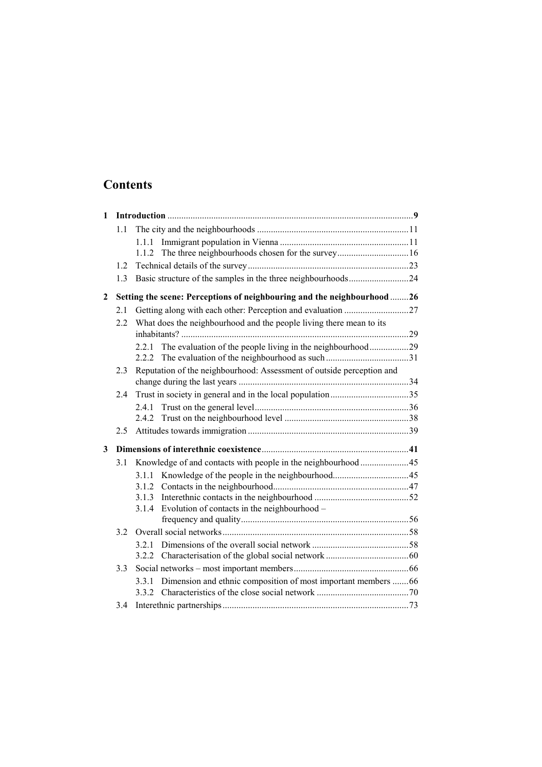# Contents

**1 Introduction** ... **9**

- 1.1 The city and the neighbourhoods ... 11
  - 1.1.1 Immigrant population in Vienna ... 11
  - 1.1.2 The three neighbourhoods chosen for the survey ... 16
- 1.2 Technical details of the survey ... 23
- 1.3 Basic structure of the samples in the three neighbourhoods ... 24

**2 Setting the scene: Perceptions of neighbouring and the neighbourhood** ... **26**

- 2.1 Getting along with each other: Perception and evaluation ... 27
- 2.2 What does the neighbourhood and the people living there mean to its inhabitants? ... 29
  - 2.2.1 The evaluation of the people living in the neighbourhood ... 29
  - 2.2.2 The evaluation of the neighbourhood as such ... 31
- 2.3 Reputation of the neighbourhood: Assessment of outside perception and change during the last years ... 34
- 2.4 Trust in society in general and in the local population ... 35
  - 2.4.1 Trust on the general level ... 36
  - 2.4.2 Trust on the neighbourhood level ... 38
- 2.5 Attitudes towards immigration ... 39

**3 Dimensions of interethnic coexistence** ... **41**

- 3.1 Knowledge of and contacts with people in the neighbourhood ... 45
  - 3.1.1 Knowledge of the people in the neighbourhood ... 45
  - 3.1.2 Contacts in the neighbourhood ... 47
  - 3.1.3 Interethnic contacts in the neighbourhood ... 52
  - 3.1.4 Evolution of contacts in the neighbourhood – frequency and quality ... 56
- 3.2 Overall social networks ... 58
  - 3.2.1 Dimensions of the overall social network ... 58
  - 3.2.2 Characterisation of the global social network ... 60
- 3.3 Social networks – most important members ... 66
  - 3.3.1 Dimension and ethnic composition of most important members ... 66
  - 3.3.2 Characteristics of the close social network ... 70
- 3.4 Interethnic partnerships ... 73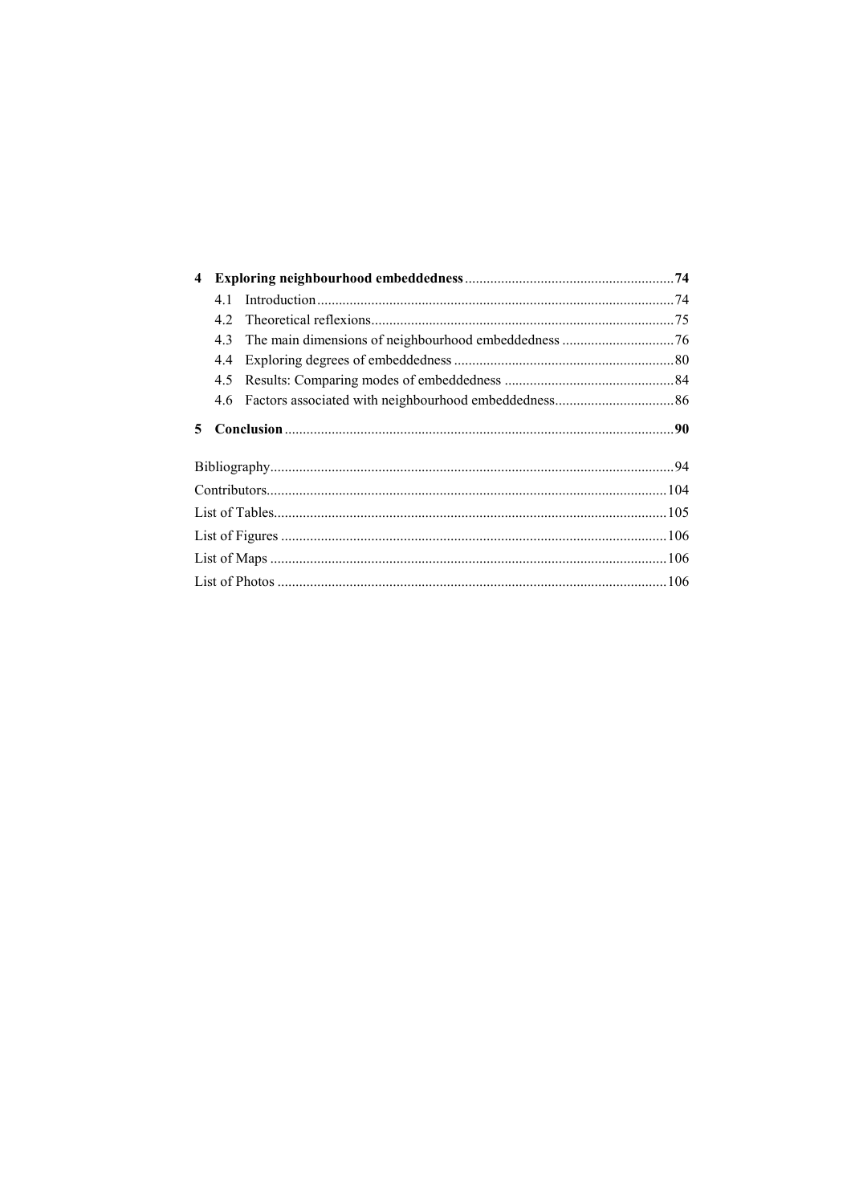**4 Exploring neighbourhood embeddedness** .......... **74**

- 4.1 Introduction .......... 74
- 4.2 Theoretical reflexions .......... 75
- 4.3 The main dimensions of neighbourhood embeddedness .......... 76
- 4.4 Exploring degrees of embeddedness .......... 80
- 4.5 Results: Comparing modes of embeddedness .......... 84
- 4.6 Factors associated with neighbourhood embeddedness .......... 86

**5 Conclusion** .......... **90**

Bibliography .......... 94

Contributors .......... 104

List of Tables .......... 105

List of Figures .......... 106

List of Maps .......... 106

List of Photos .......... 106